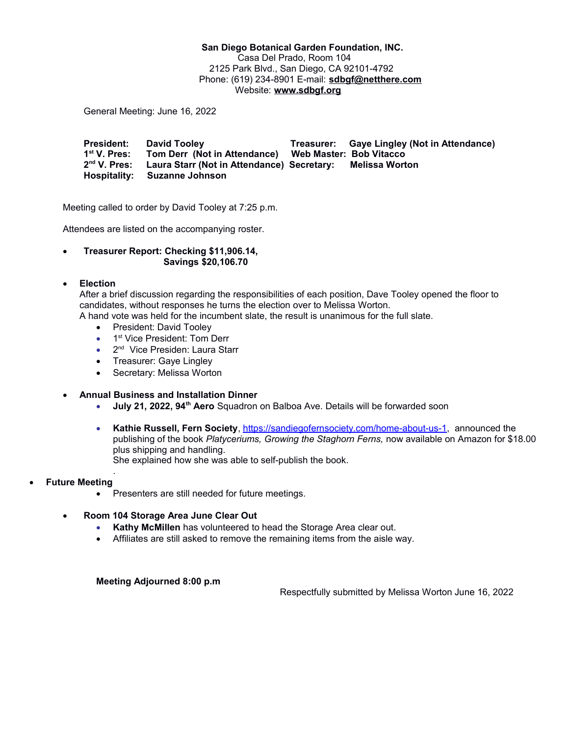**San Diego Botanical Garden Foundation, INC.**
Casa Del Prado, Room 104
2125 Park Blvd., San Diego, CA 92101-4792
Phone: (619) 234-8901 E-mail: **sdbgf@netthere.com**
Website: **www.sdbgf.org**

General Meeting: June 16, 2022

| | | | |
|---|---|---|---|
| **President:** | **David Tooley** | **Treasurer:** | **Gaye Lingley (Not in Attendance)** |
| **1st V. Pres:** | **Tom Derr (Not in Attendance)** | **Web Master:** | **Bob Vitacco** |
| **2nd V. Pres:** | **Laura Starr (Not in Attendance)** | **Secretary:** | **Melissa Worton** |
| **Hospitality:** | **Suzanne Johnson** | | |

Meeting called to order by David Tooley at 7:25 p.m.

Attendees are listed on the accompanying roster.

- **Treasurer Report: Checking $11,906.14,**
  **Savings $20,106.70**

- **Election**
  After a brief discussion regarding the responsibilities of each position, Dave Tooley opened the floor to candidates, without responses he turns the election over to Melissa Worton.
  A hand vote was held for the incumbent slate, the result is unanimous for the full slate.
  - President: David Tooley
  - 1st Vice President: Tom Derr
  - 2nd Vice Presiden: Laura Starr
  - Treasurer: Gaye Lingley
  - Secretary: Melissa Worton

- **Annual Business and Installation Dinner**
  - **July 21, 2022, 94th Aero** Squadron on Balboa Ave. Details will be forwarded soon
  - **Kathie Russell, Fern Society**, https://sandiegofernsociety.com/home-about-us-1, announced the publishing of the book *Platyceriums, Growing the Staghorn Ferns,* now available on Amazon for $18.00 plus shipping and handling.
    She explained how she was able to self-publish the book.
    .

- **Future Meeting**
  - Presenters are still needed for future meetings.

- **Room 104 Storage Area June Clear Out**
  - **Kathy McMillen** has volunteered to head the Storage Area clear out.
  - Affiliates are still asked to remove the remaining items from the aisle way.

**Meeting Adjourned 8:00 p.m**

Respectfully submitted by Melissa Worton June 16, 2022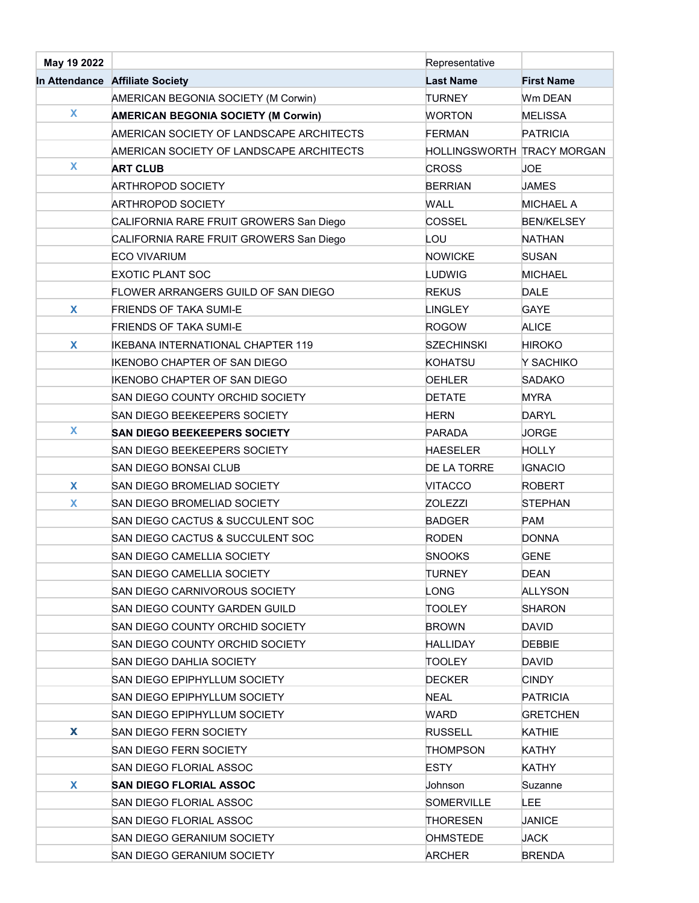| May 19 2022 | | Representative | |
|---|---|---|---|
| In Attendance | Affiliate Society | Last Name | First Name |
| | AMERICAN BEGONIA SOCIETY (M Corwin) | TURNEY | Wm DEAN |
| X | **AMERICAN BEGONIA SOCIETY (M Corwin)** | WORTON | MELISSA |
| | AMERICAN SOCIETY OF LANDSCAPE ARCHITECTS | FERMAN | PATRICIA |
| | AMERICAN SOCIETY OF LANDSCAPE ARCHITECTS | HOLLINGSWORTH | TRACY MORGAN |
| X | **ART CLUB** | CROSS | JOE |
| | ARTHROPOD SOCIETY | BERRIAN | JAMES |
| | ARTHROPOD SOCIETY | WALL | MICHAEL A |
| | CALIFORNIA RARE FRUIT GROWERS San Diego | COSSEL | BEN/KELSEY |
| | CALIFORNIA RARE FRUIT GROWERS San Diego | LOU | NATHAN |
| | ECO VIVARIUM | NOWICKE | SUSAN |
| | EXOTIC PLANT SOC | LUDWIG | MICHAEL |
| | FLOWER ARRANGERS GUILD OF SAN DIEGO | REKUS | DALE |
| X | FRIENDS OF TAKA SUMI-E | LINGLEY | GAYE |
| | FRIENDS OF TAKA SUMI-E | ROGOW | ALICE |
| X | IKEBANA INTERNATIONAL CHAPTER 119 | SZECHINSKI | HIROKO |
| | IKENOBO CHAPTER OF SAN DIEGO | KOHATSU | Y SACHIKO |
| | IKENOBO CHAPTER OF SAN DIEGO | OEHLER | SADAKO |
| | SAN DIEGO COUNTY ORCHID SOCIETY | DETATE | MYRA |
| | SAN DIEGO BEEKEEPERS SOCIETY | HERN | DARYL |
| X | **SAN DIEGO BEEKEEPERS SOCIETY** | PARADA | JORGE |
| | SAN DIEGO BEEKEEPERS SOCIETY | HAESELER | HOLLY |
| | SAN DIEGO BONSAI CLUB | DE LA TORRE | IGNACIO |
| X | SAN DIEGO BROMELIAD SOCIETY | VITACCO | ROBERT |
| X | SAN DIEGO BROMELIAD SOCIETY | ZOLEZZI | STEPHAN |
| | SAN DIEGO CACTUS & SUCCULENT SOC | BADGER | PAM |
| | SAN DIEGO CACTUS & SUCCULENT SOC | RODEN | DONNA |
| | SAN DIEGO CAMELLIA SOCIETY | SNOOKS | GENE |
| | SAN DIEGO CAMELLIA SOCIETY | TURNEY | DEAN |
| | SAN DIEGO CARNIVOROUS SOCIETY | LONG | ALLYSON |
| | SAN DIEGO COUNTY GARDEN GUILD | TOOLEY | SHARON |
| | SAN DIEGO COUNTY ORCHID SOCIETY | BROWN | DAVID |
| | SAN DIEGO COUNTY ORCHID SOCIETY | HALLIDAY | DEBBIE |
| | SAN DIEGO DAHLIA SOCIETY | TOOLEY | DAVID |
| | SAN DIEGO EPIPHYLLUM SOCIETY | DECKER | CINDY |
| | SAN DIEGO EPIPHYLLUM SOCIETY | NEAL | PATRICIA |
| | SAN DIEGO EPIPHYLLUM SOCIETY | WARD | GRETCHEN |
| X | SAN DIEGO FERN SOCIETY | RUSSELL | KATHIE |
| | SAN DIEGO FERN SOCIETY | THOMPSON | KATHY |
| | SAN DIEGO FLORIAL ASSOC | ESTY | KATHY |
| X | **SAN DIEGO FLORIAL ASSOC** | Johnson | Suzanne |
| | SAN DIEGO FLORIAL ASSOC | SOMERVILLE | LEE |
| | SAN DIEGO FLORIAL ASSOC | THORESEN | JANICE |
| | SAN DIEGO GERANIUM SOCIETY | OHMSTEDE | JACK |
| | SAN DIEGO GERANIUM SOCIETY | ARCHER | BRENDA |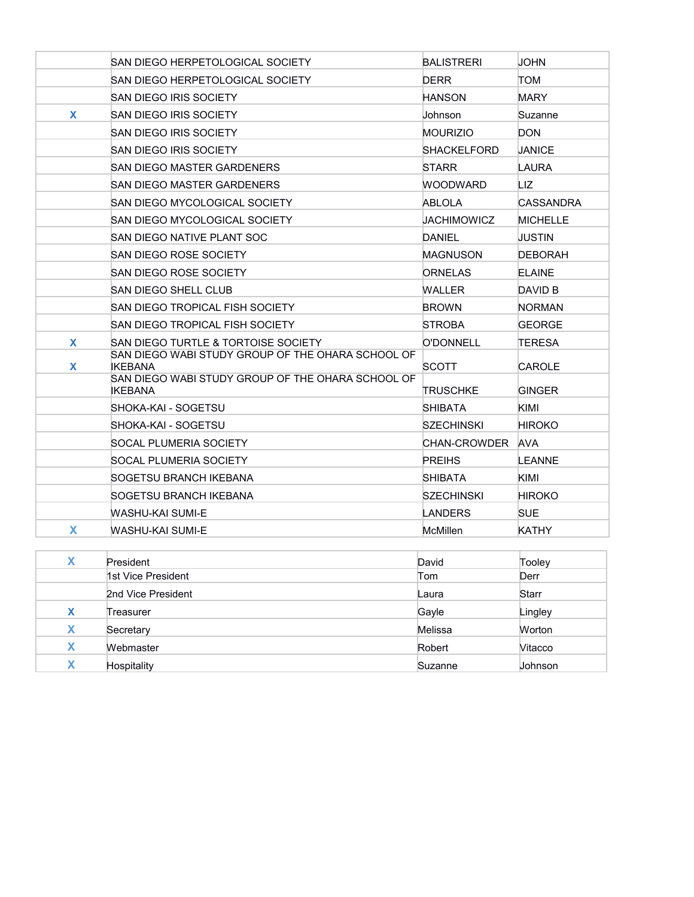| | | | |
|---|---|---|---|
| | SAN DIEGO HERPETOLOGICAL SOCIETY | BALISTRERI | JOHN |
| | SAN DIEGO HERPETOLOGICAL SOCIETY | DERR | TOM |
| | SAN DIEGO IRIS SOCIETY | HANSON | MARY |
| X | SAN DIEGO IRIS SOCIETY | Johnson | Suzanne |
| | SAN DIEGO IRIS SOCIETY | MOURIZIO | DON |
| | SAN DIEGO IRIS SOCIETY | SHACKELFORD | JANICE |
| | SAN DIEGO MASTER GARDENERS | STARR | LAURA |
| | SAN DIEGO MASTER GARDENERS | WOODWARD | LIZ |
| | SAN DIEGO MYCOLOGICAL SOCIETY | ABLOLA | CASSANDRA |
| | SAN DIEGO MYCOLOGICAL SOCIETY | JACHIMOWICZ | MICHELLE |
| | SAN DIEGO NATIVE PLANT SOC | DANIEL | JUSTIN |
| | SAN DIEGO ROSE SOCIETY | MAGNUSON | DEBORAH |
| | SAN DIEGO ROSE SOCIETY | ORNELAS | ELAINE |
| | SAN DIEGO SHELL CLUB | WALLER | DAVID B |
| | SAN DIEGO TROPICAL FISH SOCIETY | BROWN | NORMAN |
| | SAN DIEGO TROPICAL FISH SOCIETY | STROBA | GEORGE |
| X | SAN DIEGO TURTLE & TORTOISE SOCIETY | O'DONNELL | TERESA |
| X | SAN DIEGO WABI STUDY GROUP OF THE OHARA SCHOOL OF IKEBANA | SCOTT | CAROLE |
| | SAN DIEGO WABI STUDY GROUP OF THE OHARA SCHOOL OF IKEBANA | TRUSCHKE | GINGER |
| | SHOKA-KAI - SOGETSU | SHIBATA | KIMI |
| | SHOKA-KAI - SOGETSU | SZECHINSKI | HIROKO |
| | SOCAL PLUMERIA SOCIETY | CHAN-CROWDER | AVA |
| | SOCAL PLUMERIA SOCIETY | PREIHS | LEANNE |
| | SOGETSU BRANCH IKEBANA | SHIBATA | KIMI |
| | SOGETSU BRANCH IKEBANA | SZECHINSKI | HIROKO |
| | WASHU-KAI SUMI-E | LANDERS | SUE |
| X | WASHU-KAI SUMI-E | McMillen | KATHY |

| | | | |
|---|---|---|---|
| X | President | David | Tooley |
| | 1st Vice President | Tom | Derr |
| | 2nd Vice President | Laura | Starr |
| X | Treasurer | Gayle | Lingley |
| X | Secretary | Melissa | Worton |
| X | Webmaster | Robert | Vitacco |
| X | Hospitality | Suzanne | Johnson |